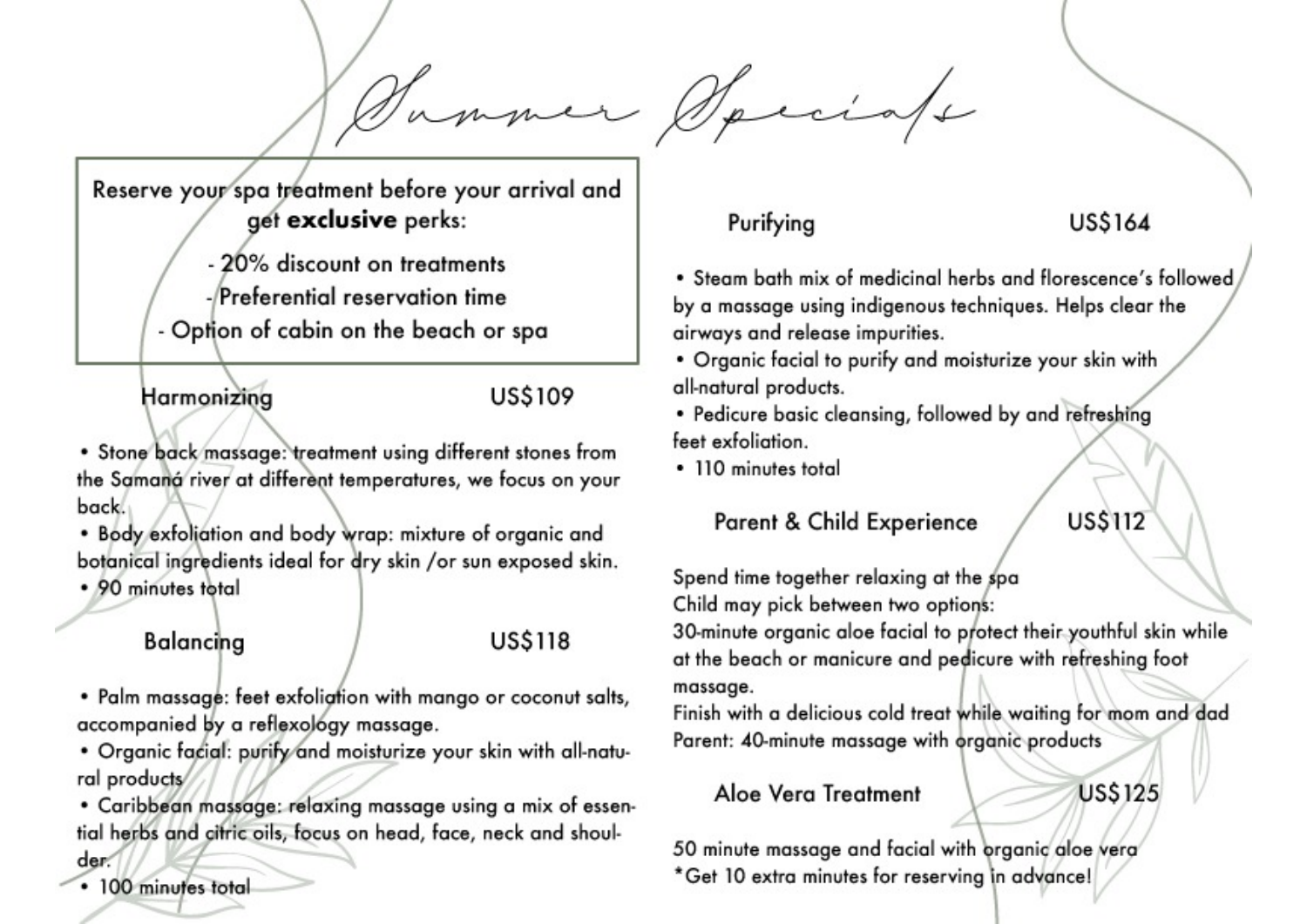# Summer Specials

Reserve your spa treatment before your arrival and get **exclusive** perks:

- 20% discount on treatments
- Preferential reservation time
- Option of cabin on the beach or spa

## Harmonizing US$109

- Stone back massage: treatment using different stones from the Samaná river at different temperatures, we focus on your back.
- Body exfoliation and body wrap: mixture of organic and botanical ingredients ideal for dry skin /or sun exposed skin.
- 90 minutes total

## Balancing US$118

- Palm massage: feet exfoliation with mango or coconut salts, accompanied by a reflexology massage.
- Organic facial: purify and moisturize your skin with all-natural products
- Caribbean massage: relaxing massage using a mix of essential herbs and citric oils, focus on head, face, neck and shoulder.
- 100 minutes total

## Purifying US$164

- Steam bath mix of medicinal herbs and florescence's followed by a massage using indigenous techniques. Helps clear the airways and release impurities.
- Organic facial to purify and moisturize your skin with all-natural products.
- Pedicure basic cleansing, followed by and refreshing feet exfoliation.
- 110 minutes total

## Parent & Child Experience US$112

Spend time together relaxing at the spa
Child may pick between two options:
30-minute organic aloe facial to protect their youthful skin while at the beach or manicure and pedicure with refreshing foot massage.
Finish with a delicious cold treat while waiting for mom and dad
Parent: 40-minute massage with organic products

## Aloe Vera Treatment US$125

50 minute massage and facial with organic aloe vera
*Get 10 extra minutes for reserving in advance!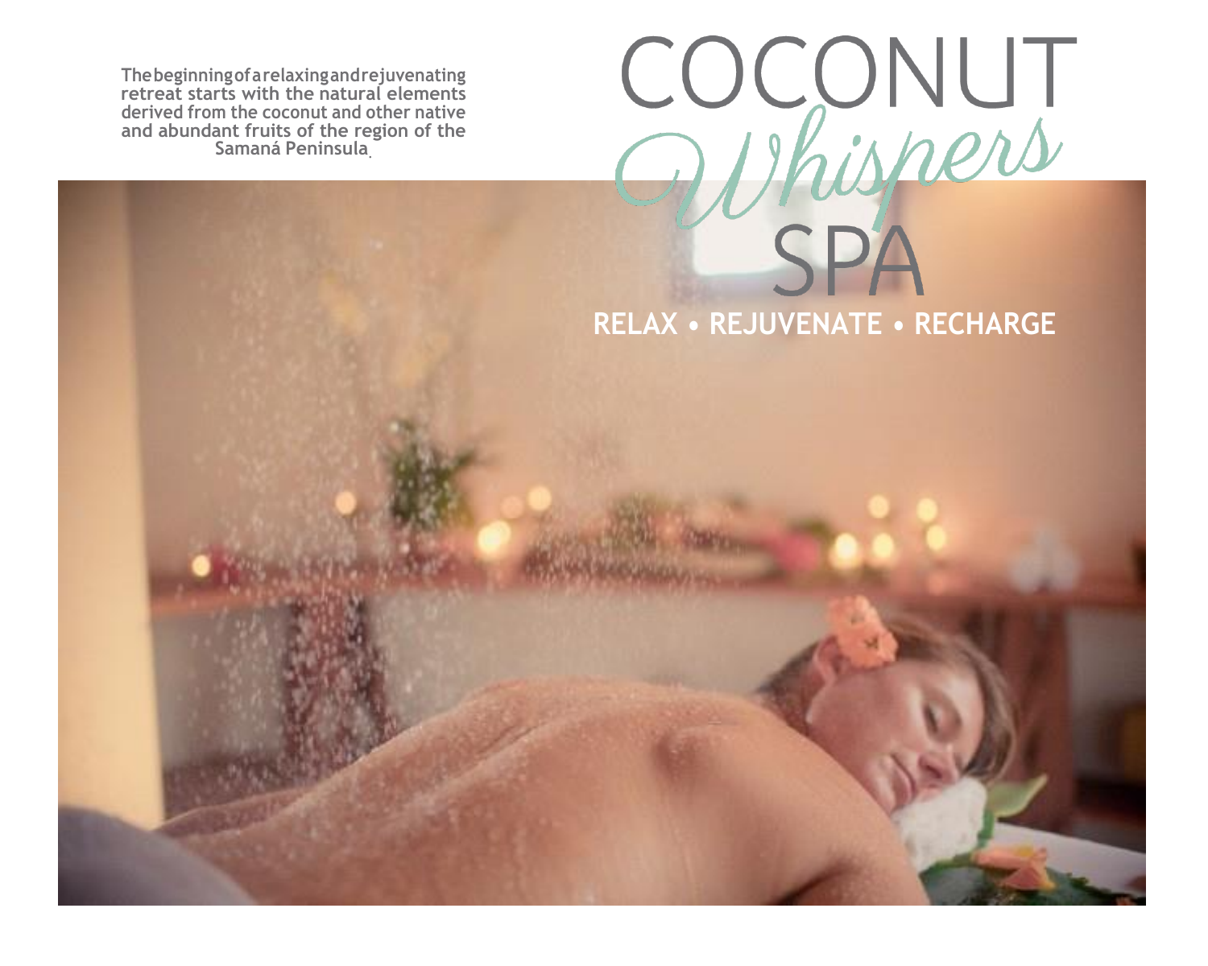The beginning of a relaxing and rejuvenating retreat starts with the natural elements derived from the coconut and other native and abundant fruits of the region of the Samaná Peninsula.

# COCONUT *Whispers* SPA

**RELAX • REJUVENATE • RECHARGE**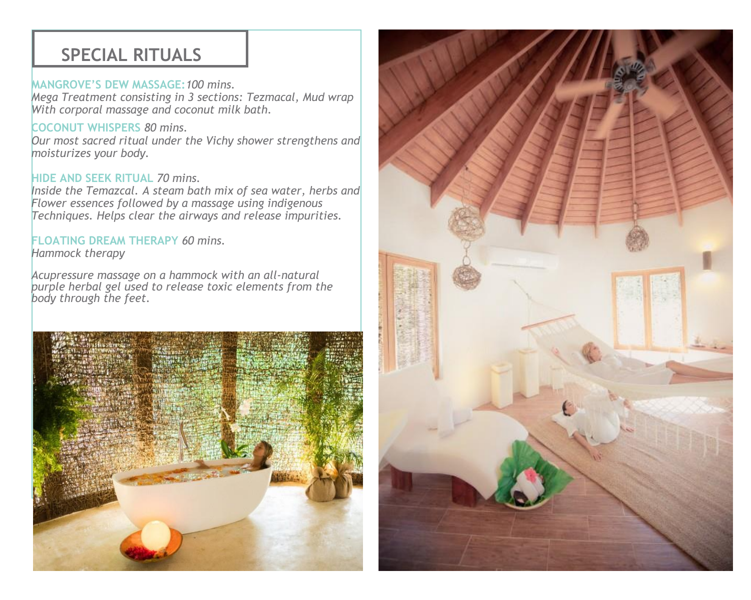## SPECIAL RITUALS

**MANGROVE'S DEW MASSAGE:** *100 mins.*
*Mega Treatment consisting in 3 sections: Tezmacal, Mud wrap With corporal massage and coconut milk bath.*

**COCONUT WHISPERS** *80 mins.*
*Our most sacred ritual under the Vichy shower strengthens and moisturizes your body.*

**HIDE AND SEEK RITUAL** *70 mins.*
*Inside the Temazcal. A steam bath mix of sea water, herbs and Flower essences followed by a massage using indigenous Techniques. Helps clear the airways and release impurities.*

**FLOATING DREAM THERAPY** *60 mins.*
*Hammock therapy*

*Acupressure massage on a hammock with an all-natural purple herbal gel used to release toxic elements from the body through the feet.*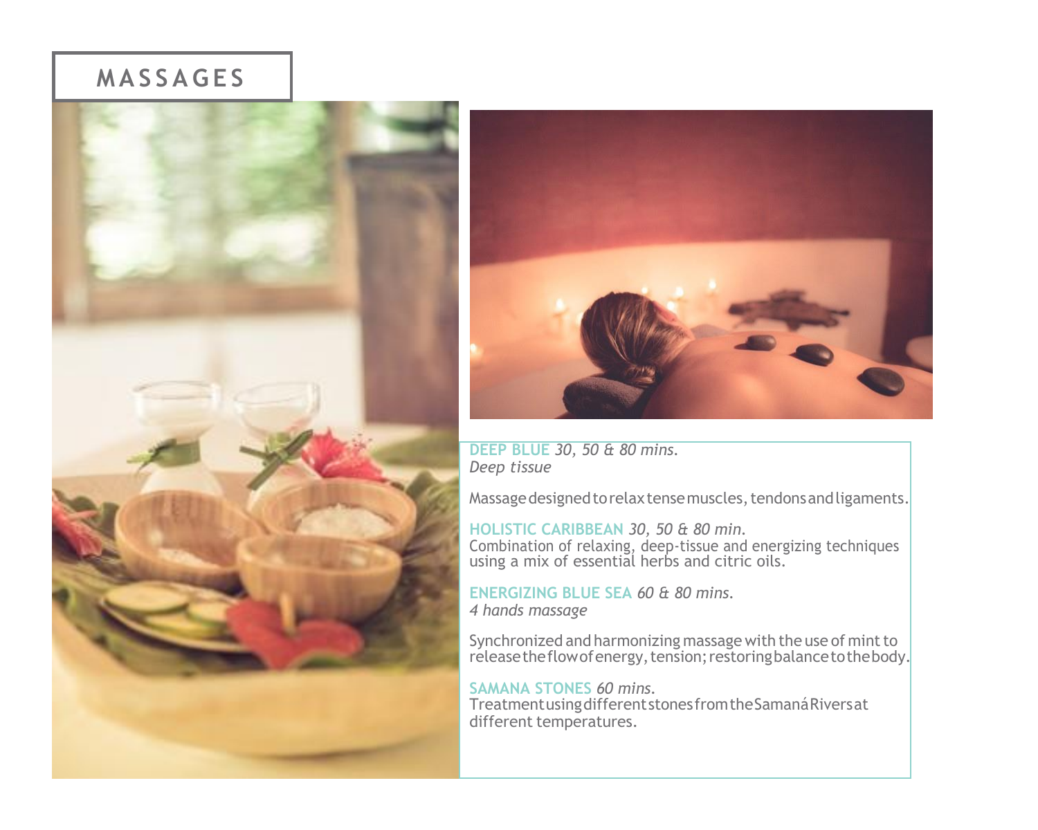# MASSAGES

**DEEP BLUE** *30, 50 & 80 mins.*
*Deep tissue*

Massage designed to relax tense muscles, tendons and ligaments.

**HOLISTIC CARIBBEAN** *30, 50 & 80 min.*
Combination of relaxing, deep-tissue and energizing techniques using a mix of essential herbs and citric oils.

**ENERGIZING BLUE SEA** *60 & 80 mins.*
*4 hands massage*

Synchronized and harmonizing massage with the use of mint to release the flow of energy, tension; restoring balance to the body.

**SAMANA STONES** *60 mins.*
Treatment using different stones from the Samaná Rivers at different temperatures.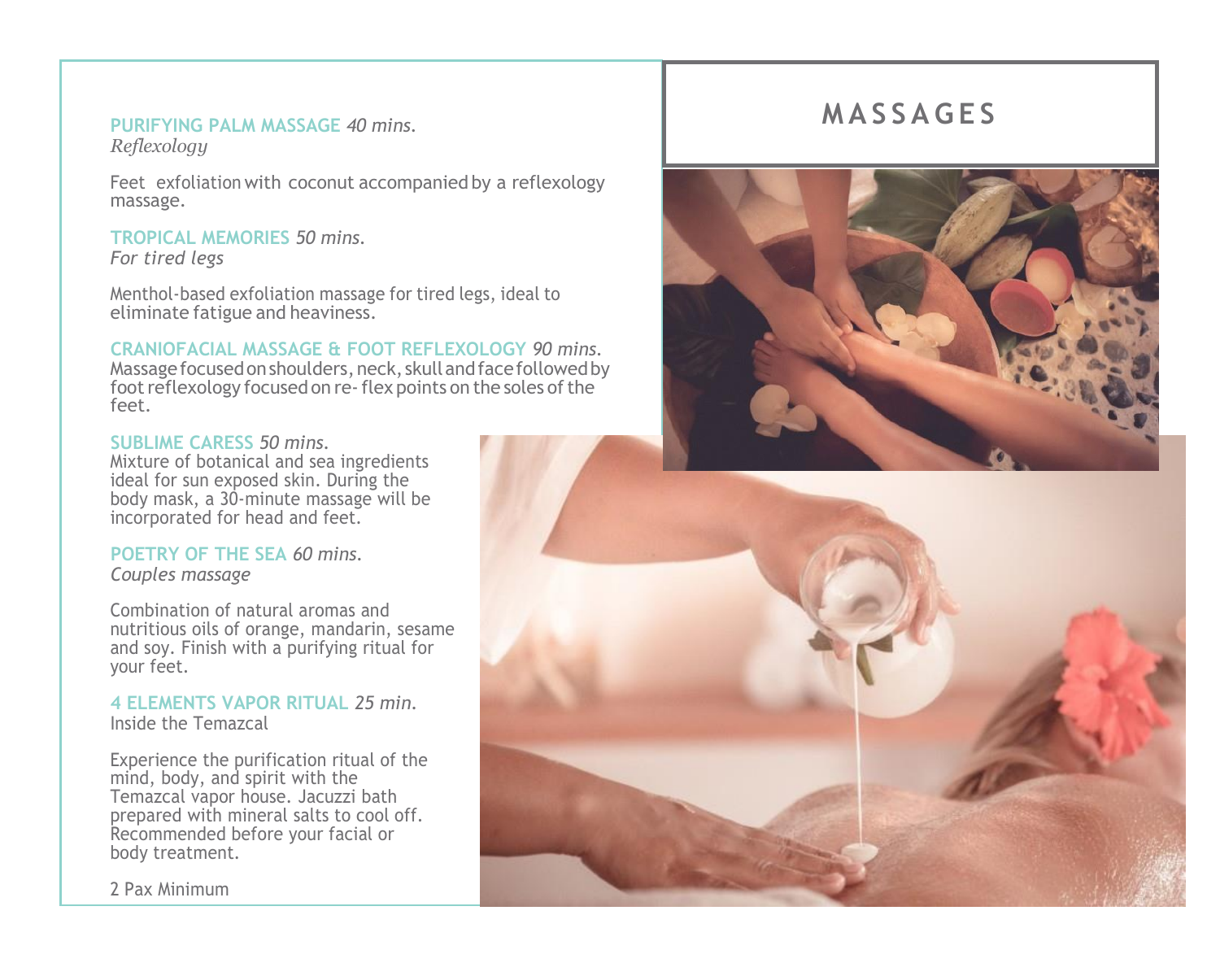# MASSAGES

**PURIFYING PALM MASSAGE** *40 mins.*
*Reflexology*

Feet exfoliation with coconut accompanied by a reflexology massage.

**TROPICAL MEMORIES** *50 mins.*
*For tired legs*

Menthol-based exfoliation massage for tired legs, ideal to eliminate fatigue and heaviness.

**CRANIOFACIAL MASSAGE & FOOT REFLEXOLOGY** *90 mins.*
Massage focused on shoulders, neck, skull and face followed by foot reflexology focused on re- flex points on the soles of the feet.

**SUBLIME CARESS** *50 mins.*
Mixture of botanical and sea ingredients ideal for sun exposed skin. During the body mask, a 30-minute massage will be incorporated for head and feet.

**POETRY OF THE SEA** *60 mins.*
*Couples massage*

Combination of natural aromas and nutritious oils of orange, mandarin, sesame and soy. Finish with a purifying ritual for your feet.

**4 ELEMENTS VAPOR RITUAL** *25 min.*
Inside the Temazcal

Experience the purification ritual of the mind, body, and spirit with the Temazcal vapor house. Jacuzzi bath prepared with mineral salts to cool off. Recommended before your facial or body treatment.

2 Pax Minimum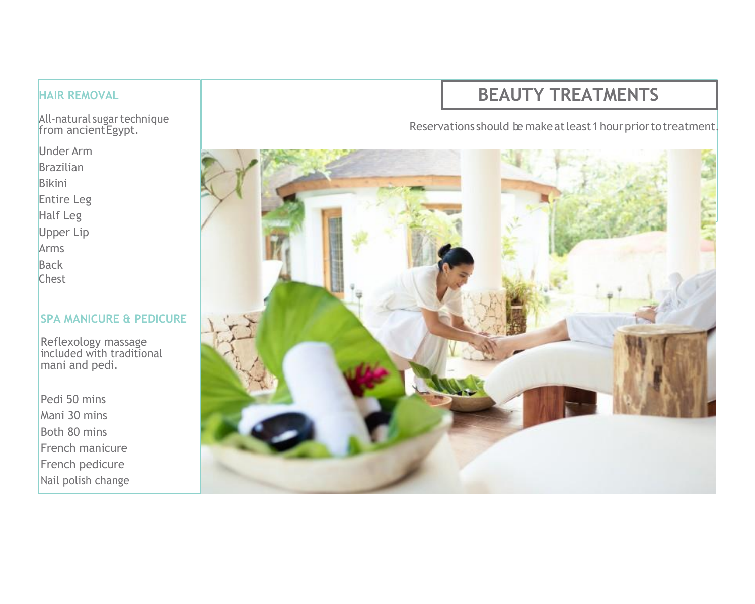# BEAUTY TREATMENTS

Reservations should be make at least 1 hour prior to treatment.

## HAIR REMOVAL

All-natural sugar technique from ancient Egypt.

Under Arm
Brazilian
Bikini
Entire Leg
Half Leg
Upper Lip
Arms
Back
Chest

## SPA MANICURE & PEDICURE

Reflexology massage included with traditional mani and pedi.

Pedi 50 mins
Mani 30 mins
Both 80 mins
French manicure
French pedicure
Nail polish change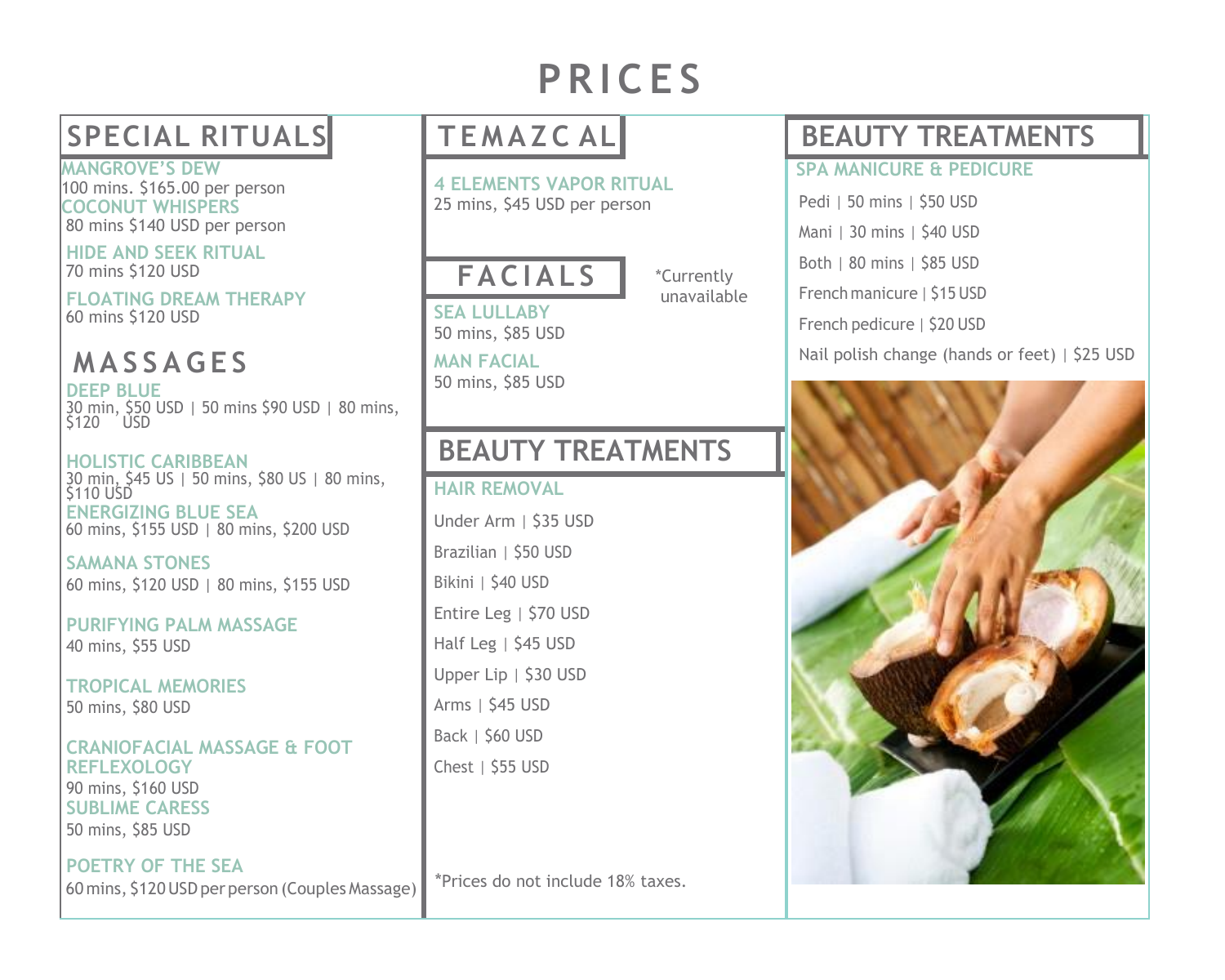# PRICES

## SPECIAL RITUALS

**MANGROVE'S DEW**
100 mins. $165.00 per person

**COCONUT WHISPERS**
80 mins $140 USD per person

**HIDE AND SEEK RITUAL**
70 mins $120 USD

**FLOATING DREAM THERAPY**
60 mins $120 USD

## MASSAGES

**DEEP BLUE**
30 min, $50 USD | 50 mins $90 USD | 80 mins, $120 USD

**HOLISTIC CARIBBEAN**
30 min, $45 US | 50 mins, $80 US | 80 mins, $110 USD

**ENERGIZING BLUE SEA**
60 mins, $155 USD | 80 mins, $200 USD

**SAMANA STONES**
60 mins, $120 USD | 80 mins, $155 USD

**PURIFYING PALM MASSAGE**
40 mins, $55 USD

**TROPICAL MEMORIES**
50 mins, $80 USD

**CRANIOFACIAL MASSAGE & FOOT REFLEXOLOGY**
90 mins, $160 USD

**SUBLIME CARESS**
50 mins, $85 USD

**POETRY OF THE SEA**
60 mins, $120 USD per person (Couples Massage)

## TEMAZCAL

**4 ELEMENTS VAPOR RITUAL**
25 mins, $45 USD per person

## FACIALS

*Currently unavailable

**SEA LULLABY**
50 mins, $85 USD

**MAN FACIAL**
50 mins, $85 USD

## BEAUTY TREATMENTS

**HAIR REMOVAL**

Under Arm | $35 USD

Brazilian | $50 USD

Bikini | $40 USD

Entire Leg | $70 USD

Half Leg | $45 USD

Upper Lip | $30 USD

Arms | $45 USD

Back | $60 USD

Chest | $55 USD

*Prices do not include 18% taxes.

## BEAUTY TREATMENTS

**SPA MANICURE & PEDICURE**

Pedi | 50 mins | $50 USD

Mani | 30 mins | $40 USD

Both | 80 mins | $85 USD

French manicure | $15 USD

French pedicure | $20 USD

Nail polish change (hands or feet) | $25 USD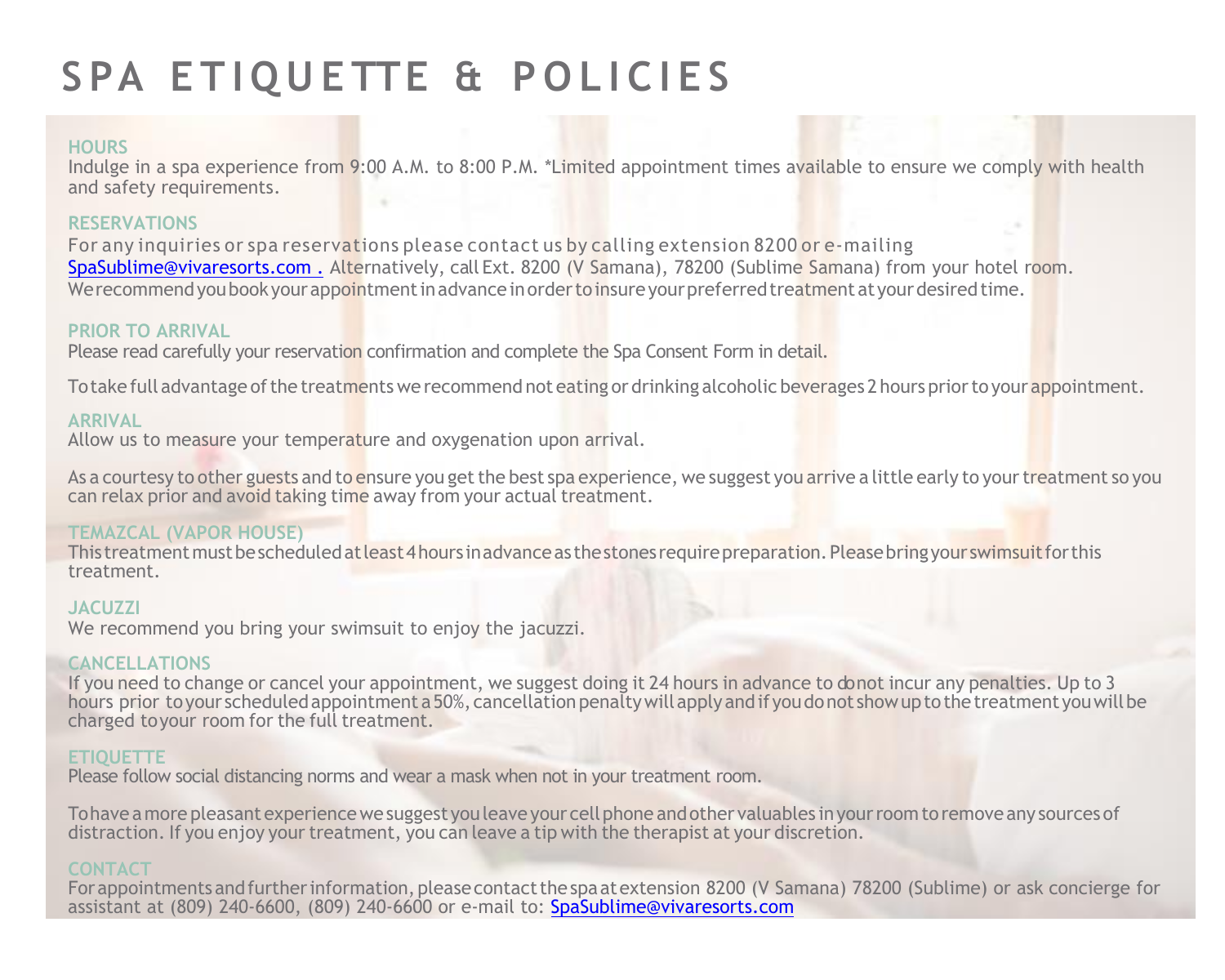# SPA ETIQUETTE & POLICIES

## HOURS

Indulge in a spa experience from 9:00 A.M. to 8:00 P.M. *Limited appointment times available to ensure we comply with health and safety requirements.

## RESERVATIONS

For any inquiries or spa reservations please contact us by calling extension 8200 or e-mailing SpaSublime@vivaresorts.com . Alternatively, call Ext. 8200 (V Samana), 78200 (Sublime Samana) from your hotel room. We recommend you book your appointment in advance in order to insure your preferred treatment at your desired time.

## PRIOR TO ARRIVAL

Please read carefully your reservation confirmation and complete the Spa Consent Form in detail.

To take full advantage of the treatments we recommend not eating or drinking alcoholic beverages 2 hours prior to your appointment.

## ARRIVAL

Allow us to measure your temperature and oxygenation upon arrival.

As a courtesy to other guests and to ensure you get the best spa experience, we suggest you arrive a little early to your treatment so you can relax prior and avoid taking time away from your actual treatment.

## TEMAZCAL (VAPOR HOUSE)

This treatment must be scheduled at least 4 hours in advance as the stones require preparation. Please bring your swimsuit for this treatment.

## JACUZZI

We recommend you bring your swimsuit to enjoy the jacuzzi.

## CANCELLATIONS

If you need to change or cancel your appointment, we suggest doing it 24 hours in advance to donot incur any penalties. Up to 3 hours prior to your scheduled appointment a 50%, cancellation penalty will apply and if you do not show up to the treatment you will be charged to your room for the full treatment.

## ETIQUETTE

Please follow social distancing norms and wear a mask when not in your treatment room.

To have a more pleasant experience we suggest you leave your cell phone and other valuables in your room to remove any sources of distraction. If you enjoy your treatment, you can leave a tip with the therapist at your discretion.

## CONTACT

For appointments and further information, please contact the spa at extension 8200 (V Samana) 78200 (Sublime) or ask concierge for assistant at (809) 240-6600, (809) 240-6600 or e-mail to: SpaSublime@vivaresorts.com